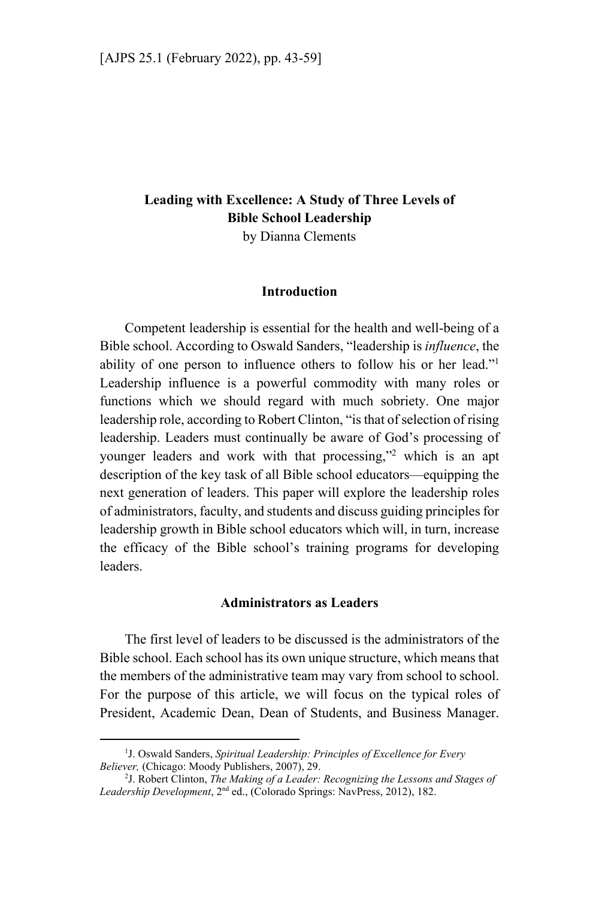# Leading with Excellence: A Study of Three Levels of Bible School Leadership

by Dianna Clements

## Introduction

Competent leadership is essential for the health and well-being of a Bible school. According to Oswald Sanders, "leadership is *influence*, the ability of one person to influence others to follow his or her lead."[1] Leadership influence is a powerful commodity with many roles or functions which we should regard with much sobriety. One major leadership role, according to Robert Clinton, "is that of selection of rising leadership. Leaders must continually be aware of God's processing of younger leaders and work with that processing,"[2] which is an apt description of the key task of all Bible school educators—equipping the next generation of leaders. This paper will explore the leadership roles of administrators, faculty, and students and discuss guiding principles for leadership growth in Bible school educators which will, in turn, increase the efficacy of the Bible school's training programs for developing leaders.

## Administrators as Leaders

The first level of leaders to be discussed is the administrators of the Bible school. Each school has its own unique structure, which means that the members of the administrative team may vary from school to school. For the purpose of this article, we will focus on the typical roles of President, Academic Dean, Dean of Students, and Business Manager.

---

[1] J. Oswald Sanders, *Spiritual Leadership: Principles of Excellence for Every Believer,* (Chicago: Moody Publishers, 2007), 29.

[2] J. Robert Clinton, *The Making of a Leader: Recognizing the Lessons and Stages of Leadership Development*, 2nd ed., (Colorado Springs: NavPress, 2012), 182.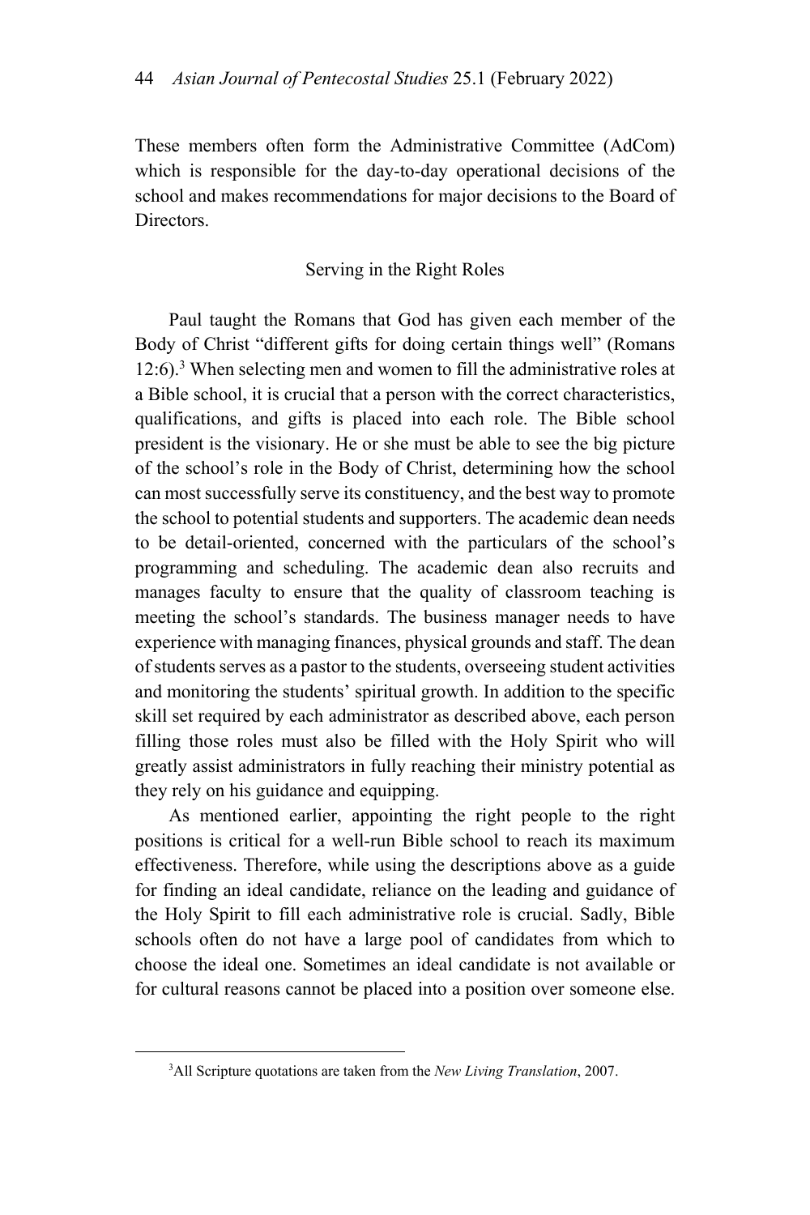These members often form the Administrative Committee (AdCom) which is responsible for the day-to-day operational decisions of the school and makes recommendations for major decisions to the Board of Directors.

## Serving in the Right Roles

Paul taught the Romans that God has given each member of the Body of Christ "different gifts for doing certain things well" (Romans 12:6).[3] When selecting men and women to fill the administrative roles at a Bible school, it is crucial that a person with the correct characteristics, qualifications, and gifts is placed into each role. The Bible school president is the visionary. He or she must be able to see the big picture of the school's role in the Body of Christ, determining how the school can most successfully serve its constituency, and the best way to promote the school to potential students and supporters. The academic dean needs to be detail-oriented, concerned with the particulars of the school's programming and scheduling. The academic dean also recruits and manages faculty to ensure that the quality of classroom teaching is meeting the school's standards. The business manager needs to have experience with managing finances, physical grounds and staff. The dean of students serves as a pastor to the students, overseeing student activities and monitoring the students' spiritual growth. In addition to the specific skill set required by each administrator as described above, each person filling those roles must also be filled with the Holy Spirit who will greatly assist administrators in fully reaching their ministry potential as they rely on his guidance and equipping.

As mentioned earlier, appointing the right people to the right positions is critical for a well-run Bible school to reach its maximum effectiveness. Therefore, while using the descriptions above as a guide for finding an ideal candidate, reliance on the leading and guidance of the Holy Spirit to fill each administrative role is crucial. Sadly, Bible schools often do not have a large pool of candidates from which to choose the ideal one. Sometimes an ideal candidate is not available or for cultural reasons cannot be placed into a position over someone else.

[3] All Scripture quotations are taken from the *New Living Translation*, 2007.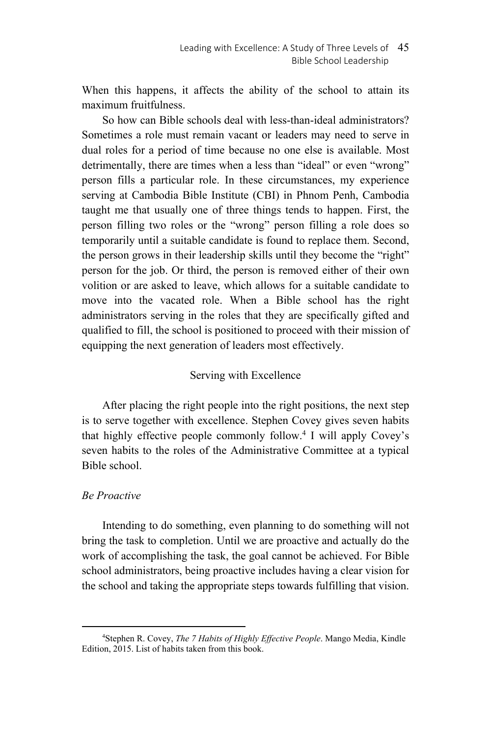When this happens, it affects the ability of the school to attain its maximum fruitfulness.

So how can Bible schools deal with less-than-ideal administrators? Sometimes a role must remain vacant or leaders may need to serve in dual roles for a period of time because no one else is available. Most detrimentally, there are times when a less than "ideal" or even "wrong" person fills a particular role. In these circumstances, my experience serving at Cambodia Bible Institute (CBI) in Phnom Penh, Cambodia taught me that usually one of three things tends to happen. First, the person filling two roles or the "wrong" person filling a role does so temporarily until a suitable candidate is found to replace them. Second, the person grows in their leadership skills until they become the "right" person for the job. Or third, the person is removed either of their own volition or are asked to leave, which allows for a suitable candidate to move into the vacated role. When a Bible school has the right administrators serving in the roles that they are specifically gifted and qualified to fill, the school is positioned to proceed with their mission of equipping the next generation of leaders most effectively.

## Serving with Excellence

After placing the right people into the right positions, the next step is to serve together with excellence. Stephen Covey gives seven habits that highly effective people commonly follow.[4] I will apply Covey's seven habits to the roles of the Administrative Committee at a typical Bible school.

### *Be Proactive*

Intending to do something, even planning to do something will not bring the task to completion. Until we are proactive and actually do the work of accomplishing the task, the goal cannot be achieved. For Bible school administrators, being proactive includes having a clear vision for the school and taking the appropriate steps towards fulfilling that vision.

---

[4] Stephen R. Covey, *The 7 Habits of Highly Effective People*. Mango Media, Kindle Edition, 2015. List of habits taken from this book.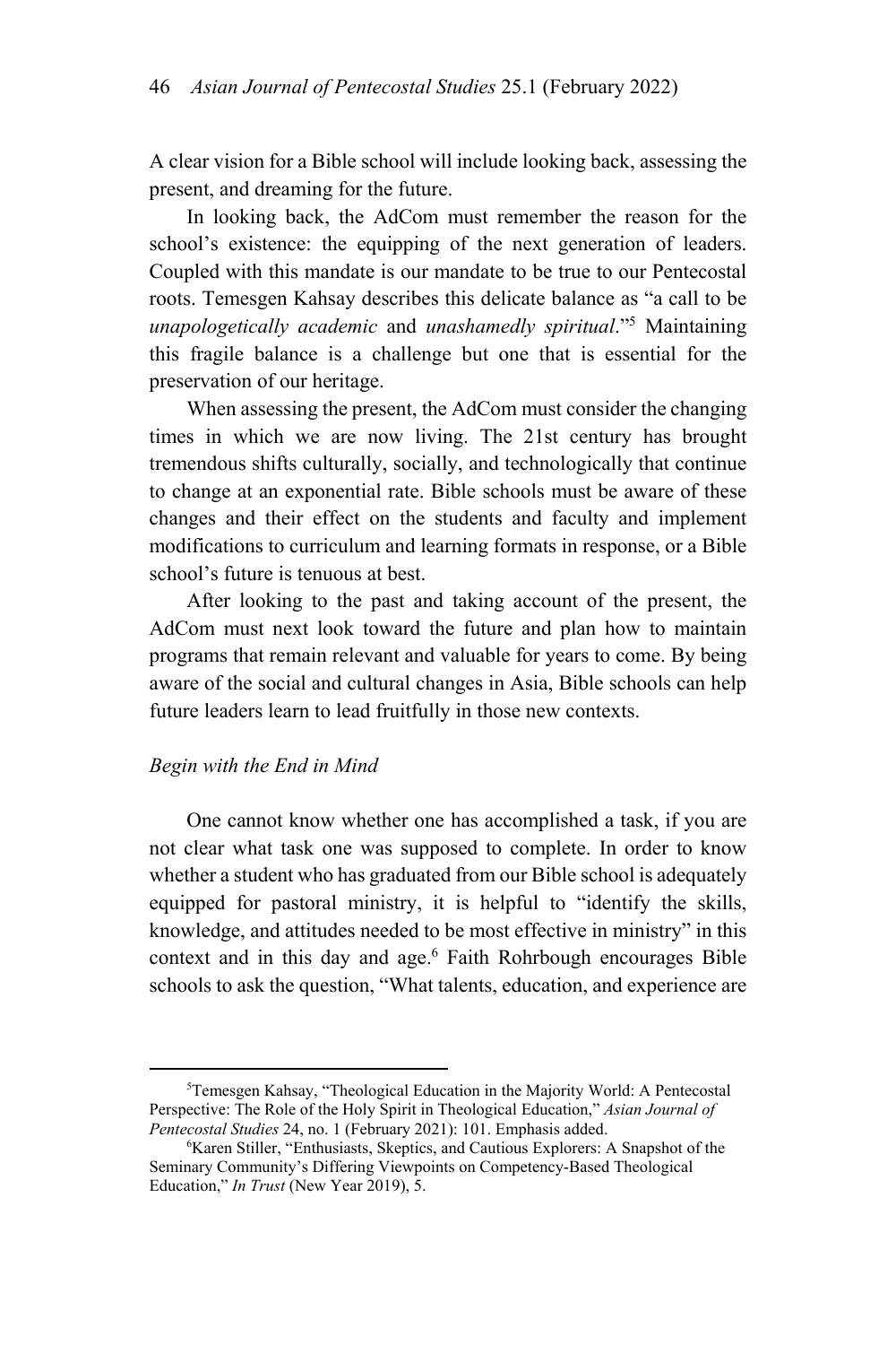A clear vision for a Bible school will include looking back, assessing the present, and dreaming for the future.

In looking back, the AdCom must remember the reason for the school's existence: the equipping of the next generation of leaders. Coupled with this mandate is our mandate to be true to our Pentecostal roots. Temesgen Kahsay describes this delicate balance as "a call to be *unapologetically academic* and *unashamedly spiritual*."[5] Maintaining this fragile balance is a challenge but one that is essential for the preservation of our heritage.

When assessing the present, the AdCom must consider the changing times in which we are now living. The 21st century has brought tremendous shifts culturally, socially, and technologically that continue to change at an exponential rate. Bible schools must be aware of these changes and their effect on the students and faculty and implement modifications to curriculum and learning formats in response, or a Bible school's future is tenuous at best.

After looking to the past and taking account of the present, the AdCom must next look toward the future and plan how to maintain programs that remain relevant and valuable for years to come. By being aware of the social and cultural changes in Asia, Bible schools can help future leaders learn to lead fruitfully in those new contexts.

### *Begin with the End in Mind*

One cannot know whether one has accomplished a task, if you are not clear what task one was supposed to complete. In order to know whether a student who has graduated from our Bible school is adequately equipped for pastoral ministry, it is helpful to "identify the skills, knowledge, and attitudes needed to be most effective in ministry" in this context and in this day and age.[6] Faith Rohrbough encourages Bible schools to ask the question, "What talents, education, and experience are

---

[5]Temesgen Kahsay, "Theological Education in the Majority World: A Pentecostal Perspective: The Role of the Holy Spirit in Theological Education," *Asian Journal of Pentecostal Studies* 24, no. 1 (February 2021): 101. Emphasis added.

[6]Karen Stiller, "Enthusiasts, Skeptics, and Cautious Explorers: A Snapshot of the Seminary Community's Differing Viewpoints on Competency-Based Theological Education," *In Trust* (New Year 2019), 5.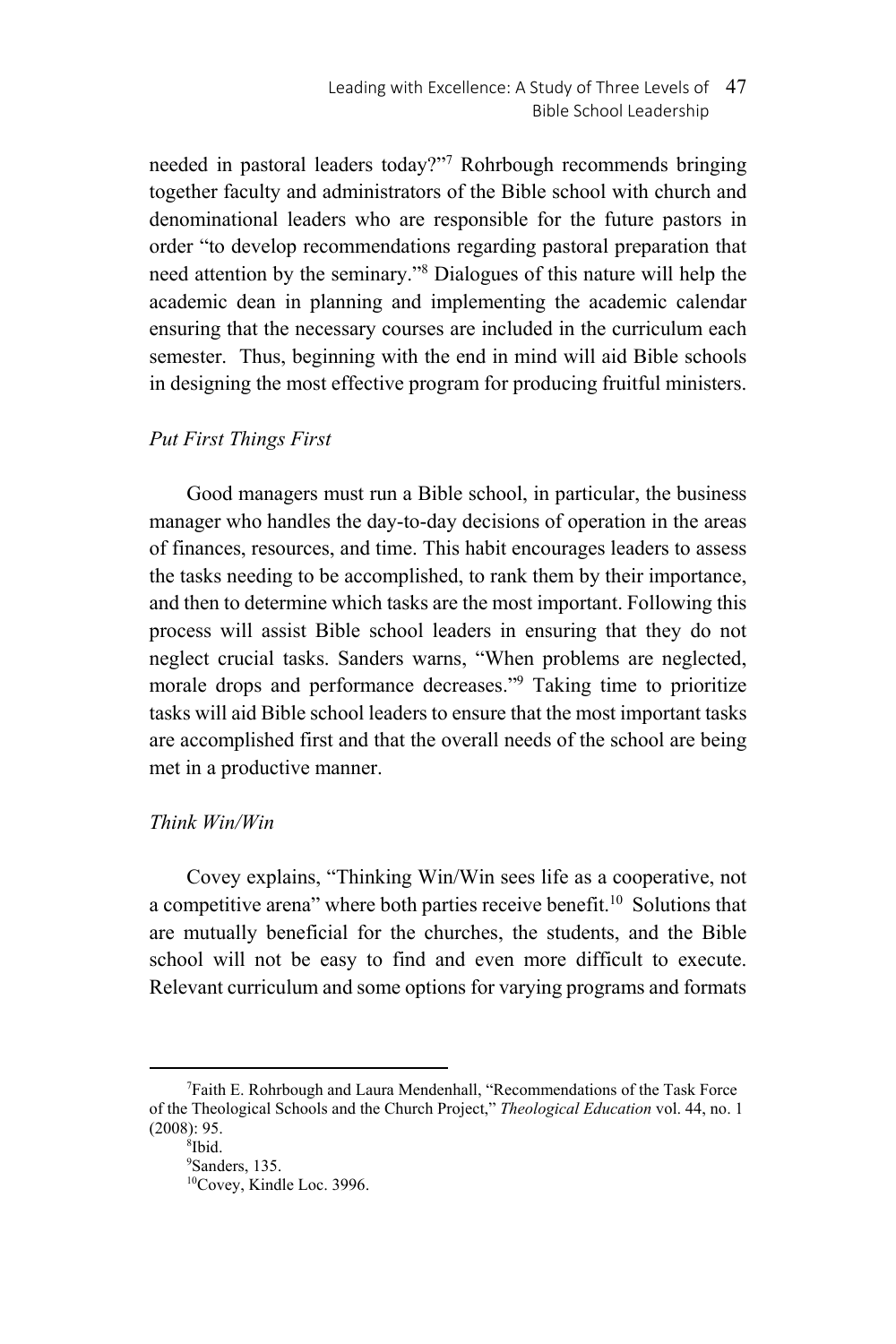needed in pastoral leaders today?"[7] Rohrbough recommends bringing together faculty and administrators of the Bible school with church and denominational leaders who are responsible for the future pastors in order "to develop recommendations regarding pastoral preparation that need attention by the seminary."[8] Dialogues of this nature will help the academic dean in planning and implementing the academic calendar ensuring that the necessary courses are included in the curriculum each semester. Thus, beginning with the end in mind will aid Bible schools in designing the most effective program for producing fruitful ministers.

### *Put First Things First*

Good managers must run a Bible school, in particular, the business manager who handles the day-to-day decisions of operation in the areas of finances, resources, and time. This habit encourages leaders to assess the tasks needing to be accomplished, to rank them by their importance, and then to determine which tasks are the most important. Following this process will assist Bible school leaders in ensuring that they do not neglect crucial tasks. Sanders warns, "When problems are neglected, morale drops and performance decreases."[9] Taking time to prioritize tasks will aid Bible school leaders to ensure that the most important tasks are accomplished first and that the overall needs of the school are being met in a productive manner.

### *Think Win/Win*

Covey explains, "Thinking Win/Win sees life as a cooperative, not a competitive arena" where both parties receive benefit.[10] Solutions that are mutually beneficial for the churches, the students, and the Bible school will not be easy to find and even more difficult to execute. Relevant curriculum and some options for varying programs and formats

---

[7] Faith E. Rohrbough and Laura Mendenhall, "Recommendations of the Task Force of the Theological Schools and the Church Project," *Theological Education* vol. 44, no. 1 (2008): 95.

[8] Ibid.

[9] Sanders, 135.

[10] Covey, Kindle Loc. 3996.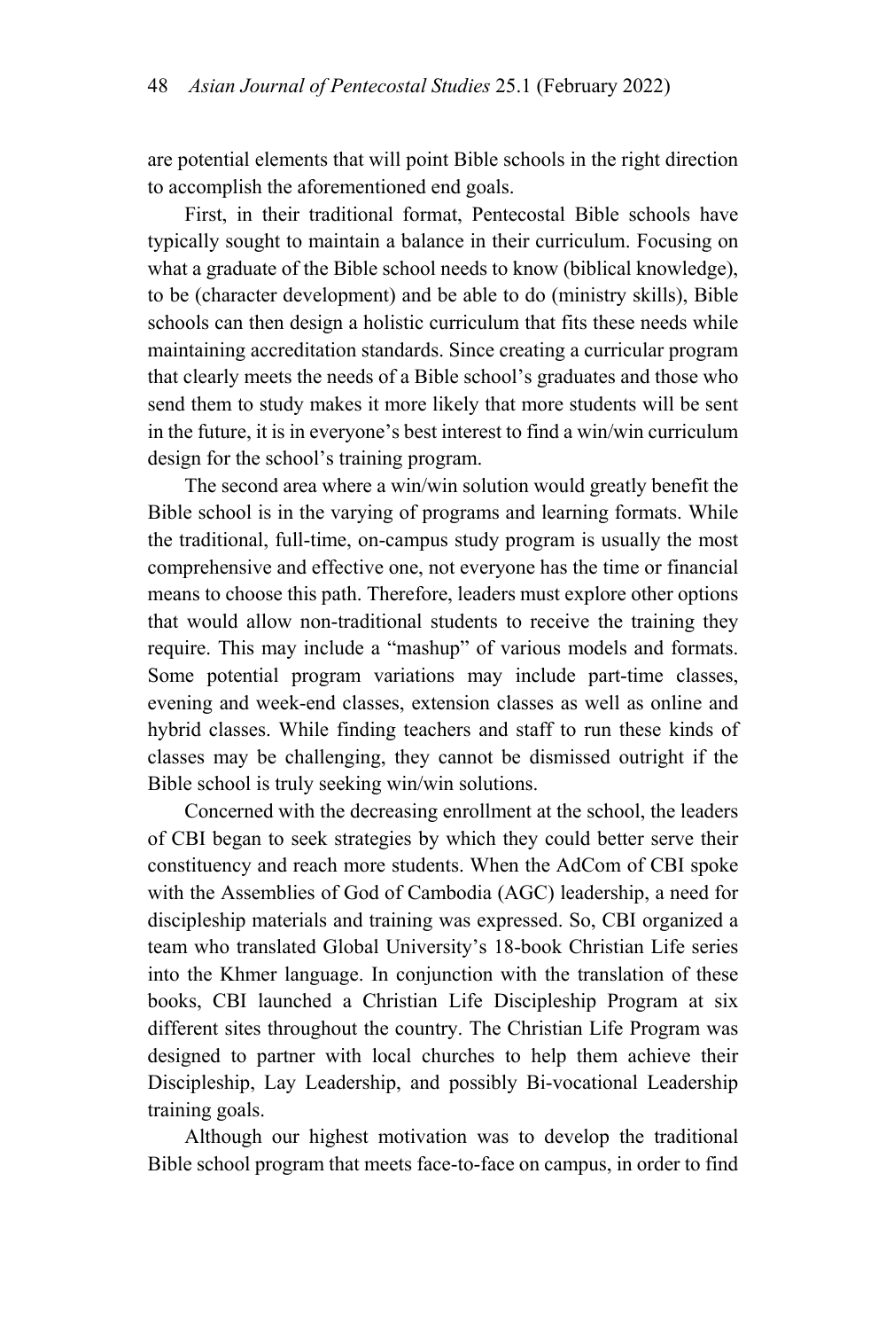are potential elements that will point Bible schools in the right direction to accomplish the aforementioned end goals.

First, in their traditional format, Pentecostal Bible schools have typically sought to maintain a balance in their curriculum. Focusing on what a graduate of the Bible school needs to know (biblical knowledge), to be (character development) and be able to do (ministry skills), Bible schools can then design a holistic curriculum that fits these needs while maintaining accreditation standards. Since creating a curricular program that clearly meets the needs of a Bible school's graduates and those who send them to study makes it more likely that more students will be sent in the future, it is in everyone's best interest to find a win/win curriculum design for the school's training program.

The second area where a win/win solution would greatly benefit the Bible school is in the varying of programs and learning formats. While the traditional, full-time, on-campus study program is usually the most comprehensive and effective one, not everyone has the time or financial means to choose this path. Therefore, leaders must explore other options that would allow non-traditional students to receive the training they require. This may include a "mashup" of various models and formats. Some potential program variations may include part-time classes, evening and week-end classes, extension classes as well as online and hybrid classes. While finding teachers and staff to run these kinds of classes may be challenging, they cannot be dismissed outright if the Bible school is truly seeking win/win solutions.

Concerned with the decreasing enrollment at the school, the leaders of CBI began to seek strategies by which they could better serve their constituency and reach more students. When the AdCom of CBI spoke with the Assemblies of God of Cambodia (AGC) leadership, a need for discipleship materials and training was expressed. So, CBI organized a team who translated Global University's 18-book Christian Life series into the Khmer language. In conjunction with the translation of these books, CBI launched a Christian Life Discipleship Program at six different sites throughout the country. The Christian Life Program was designed to partner with local churches to help them achieve their Discipleship, Lay Leadership, and possibly Bi-vocational Leadership training goals.

Although our highest motivation was to develop the traditional Bible school program that meets face-to-face on campus, in order to find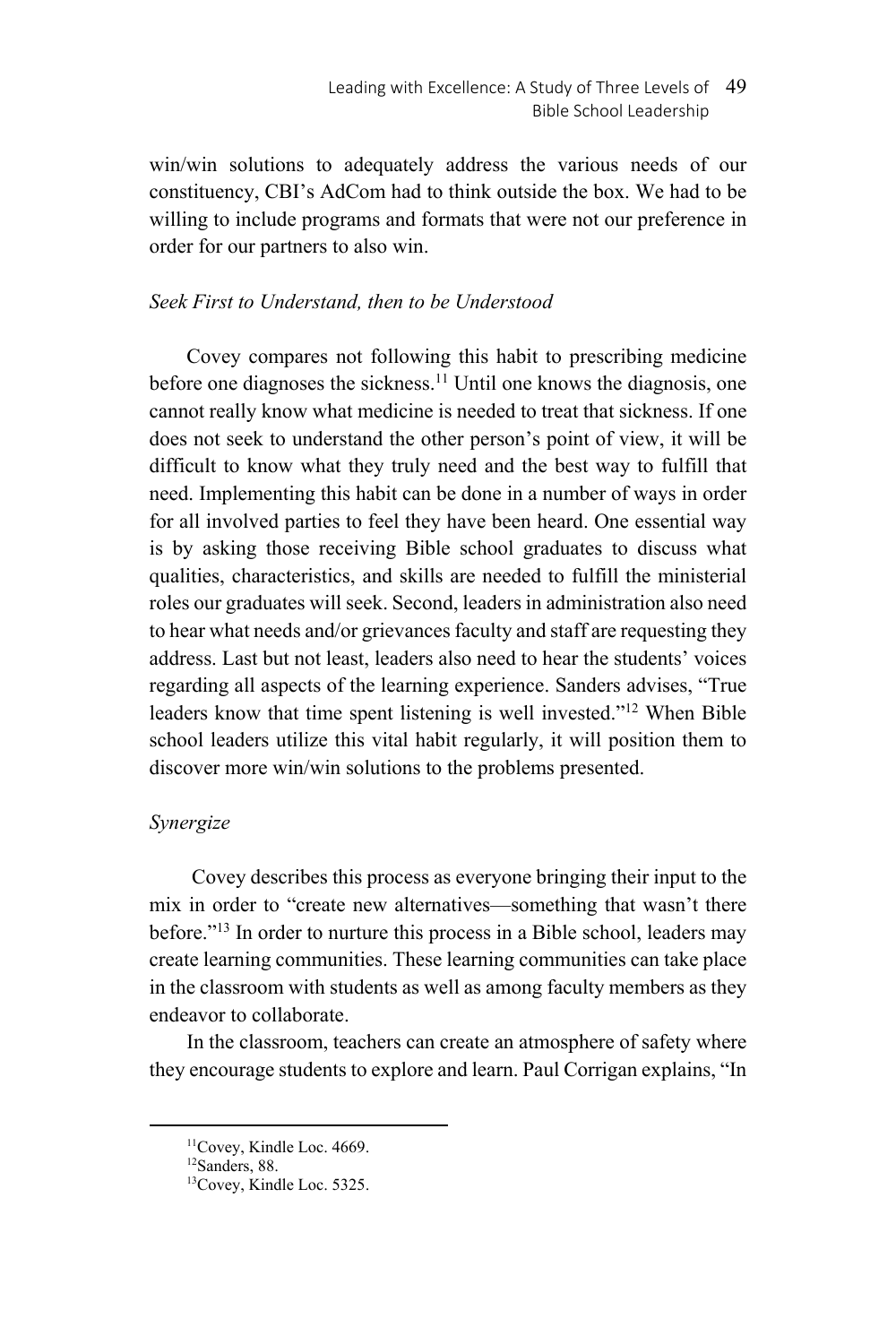win/win solutions to adequately address the various needs of our constituency, CBI's AdCom had to think outside the box. We had to be willing to include programs and formats that were not our preference in order for our partners to also win.

### *Seek First to Understand, then to be Understood*

Covey compares not following this habit to prescribing medicine before one diagnoses the sickness.[11] Until one knows the diagnosis, one cannot really know what medicine is needed to treat that sickness. If one does not seek to understand the other person's point of view, it will be difficult to know what they truly need and the best way to fulfill that need. Implementing this habit can be done in a number of ways in order for all involved parties to feel they have been heard. One essential way is by asking those receiving Bible school graduates to discuss what qualities, characteristics, and skills are needed to fulfill the ministerial roles our graduates will seek. Second, leaders in administration also need to hear what needs and/or grievances faculty and staff are requesting they address. Last but not least, leaders also need to hear the students' voices regarding all aspects of the learning experience. Sanders advises, "True leaders know that time spent listening is well invested."[12] When Bible school leaders utilize this vital habit regularly, it will position them to discover more win/win solutions to the problems presented.

### *Synergize*

Covey describes this process as everyone bringing their input to the mix in order to "create new alternatives—something that wasn't there before."[13] In order to nurture this process in a Bible school, leaders may create learning communities. These learning communities can take place in the classroom with students as well as among faculty members as they endeavor to collaborate.

In the classroom, teachers can create an atmosphere of safety where they encourage students to explore and learn. Paul Corrigan explains, "In

---

[11] Covey, Kindle Loc. 4669.

[12] Sanders, 88.

[13] Covey, Kindle Loc. 5325.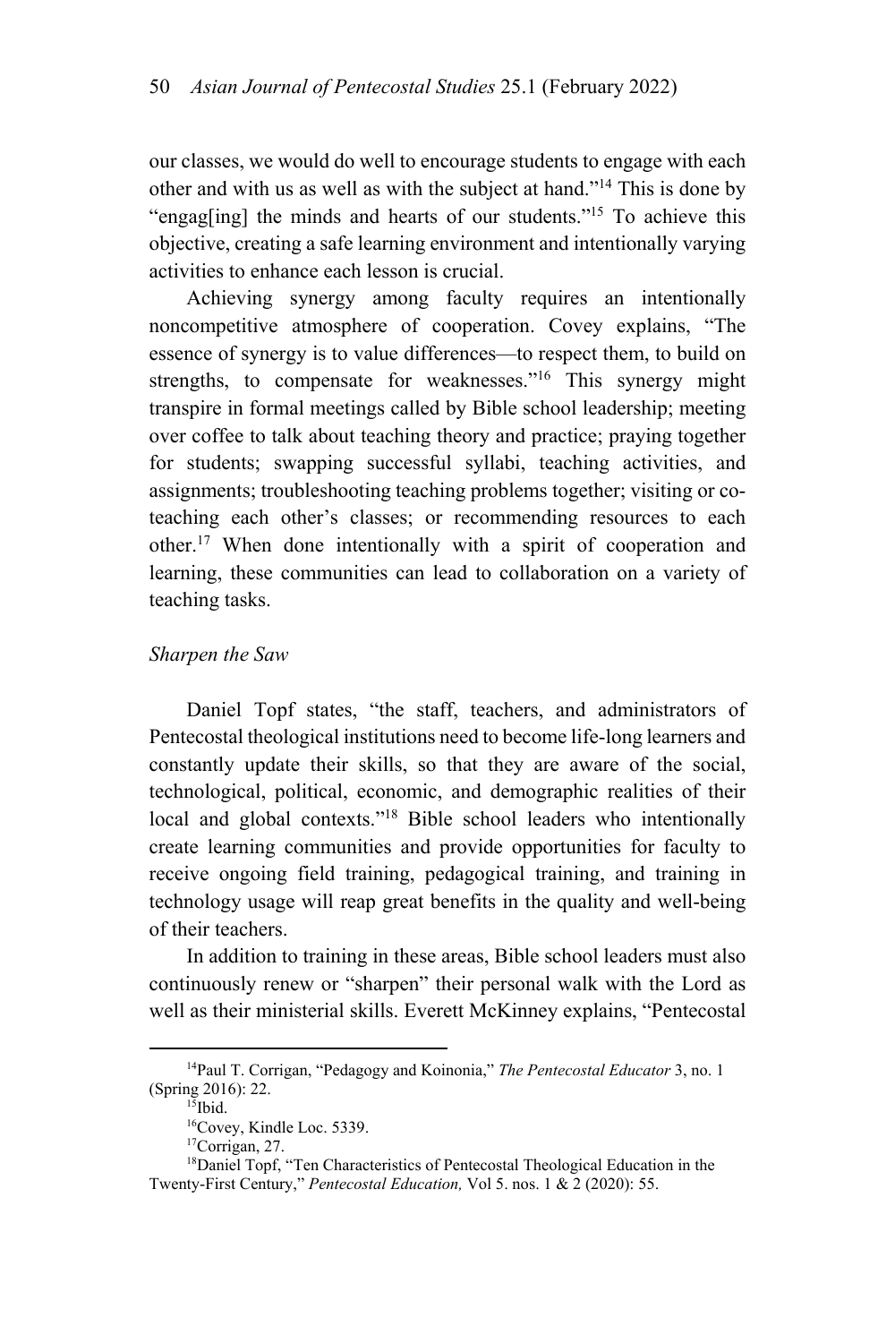our classes, we would do well to encourage students to engage with each other and with us as well as with the subject at hand."[14] This is done by "engag[ing] the minds and hearts of our students."[15] To achieve this objective, creating a safe learning environment and intentionally varying activities to enhance each lesson is crucial.

Achieving synergy among faculty requires an intentionally noncompetitive atmosphere of cooperation. Covey explains, "The essence of synergy is to value differences—to respect them, to build on strengths, to compensate for weaknesses."[16] This synergy might transpire in formal meetings called by Bible school leadership; meeting over coffee to talk about teaching theory and practice; praying together for students; swapping successful syllabi, teaching activities, and assignments; troubleshooting teaching problems together; visiting or co-teaching each other's classes; or recommending resources to each other.[17] When done intentionally with a spirit of cooperation and learning, these communities can lead to collaboration on a variety of teaching tasks.

*Sharpen the Saw*

Daniel Topf states, "the staff, teachers, and administrators of Pentecostal theological institutions need to become life-long learners and constantly update their skills, so that they are aware of the social, technological, political, economic, and demographic realities of their local and global contexts."[18] Bible school leaders who intentionally create learning communities and provide opportunities for faculty to receive ongoing field training, pedagogical training, and training in technology usage will reap great benefits in the quality and well-being of their teachers.

In addition to training in these areas, Bible school leaders must also continuously renew or "sharpen" their personal walk with the Lord as well as their ministerial skills. Everett McKinney explains, "Pentecostal

---

[14] Paul T. Corrigan, "Pedagogy and Koinonia," *The Pentecostal Educator* 3, no. 1 (Spring 2016): 22.

[15] Ibid.

[16] Covey, Kindle Loc. 5339.

[17] Corrigan, 27.

[18] Daniel Topf, "Ten Characteristics of Pentecostal Theological Education in the Twenty-First Century," *Pentecostal Education,* Vol 5. nos. 1 & 2 (2020): 55.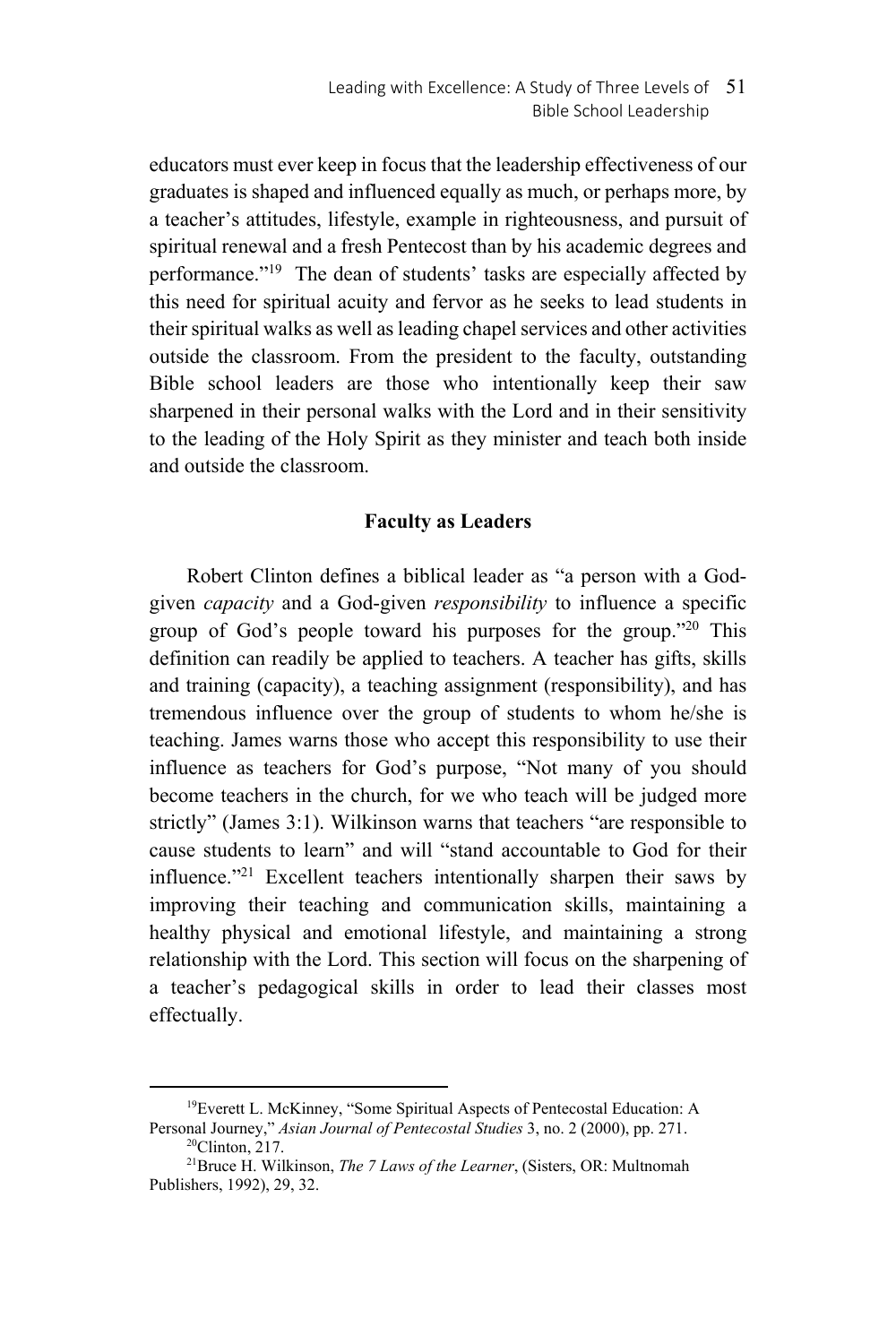educators must ever keep in focus that the leadership effectiveness of our graduates is shaped and influenced equally as much, or perhaps more, by a teacher's attitudes, lifestyle, example in righteousness, and pursuit of spiritual renewal and a fresh Pentecost than by his academic degrees and performance."[19] The dean of students' tasks are especially affected by this need for spiritual acuity and fervor as he seeks to lead students in their spiritual walks as well as leading chapel services and other activities outside the classroom. From the president to the faculty, outstanding Bible school leaders are those who intentionally keep their saw sharpened in their personal walks with the Lord and in their sensitivity to the leading of the Holy Spirit as they minister and teach both inside and outside the classroom.

## Faculty as Leaders

Robert Clinton defines a biblical leader as "a person with a God-given *capacity* and a God-given *responsibility* to influence a specific group of God's people toward his purposes for the group."[20] This definition can readily be applied to teachers. A teacher has gifts, skills and training (capacity), a teaching assignment (responsibility), and has tremendous influence over the group of students to whom he/she is teaching. James warns those who accept this responsibility to use their influence as teachers for God's purpose, "Not many of you should become teachers in the church, for we who teach will be judged more strictly" (James 3:1). Wilkinson warns that teachers "are responsible to cause students to learn" and will "stand accountable to God for their influence."[21] Excellent teachers intentionally sharpen their saws by improving their teaching and communication skills, maintaining a healthy physical and emotional lifestyle, and maintaining a strong relationship with the Lord. This section will focus on the sharpening of a teacher's pedagogical skills in order to lead their classes most effectually.

---

[19] Everett L. McKinney, "Some Spiritual Aspects of Pentecostal Education: A Personal Journey," *Asian Journal of Pentecostal Studies* 3, no. 2 (2000), pp. 271.

[20] Clinton, 217.

[21] Bruce H. Wilkinson, *The 7 Laws of the Learner*, (Sisters, OR: Multnomah Publishers, 1992), 29, 32.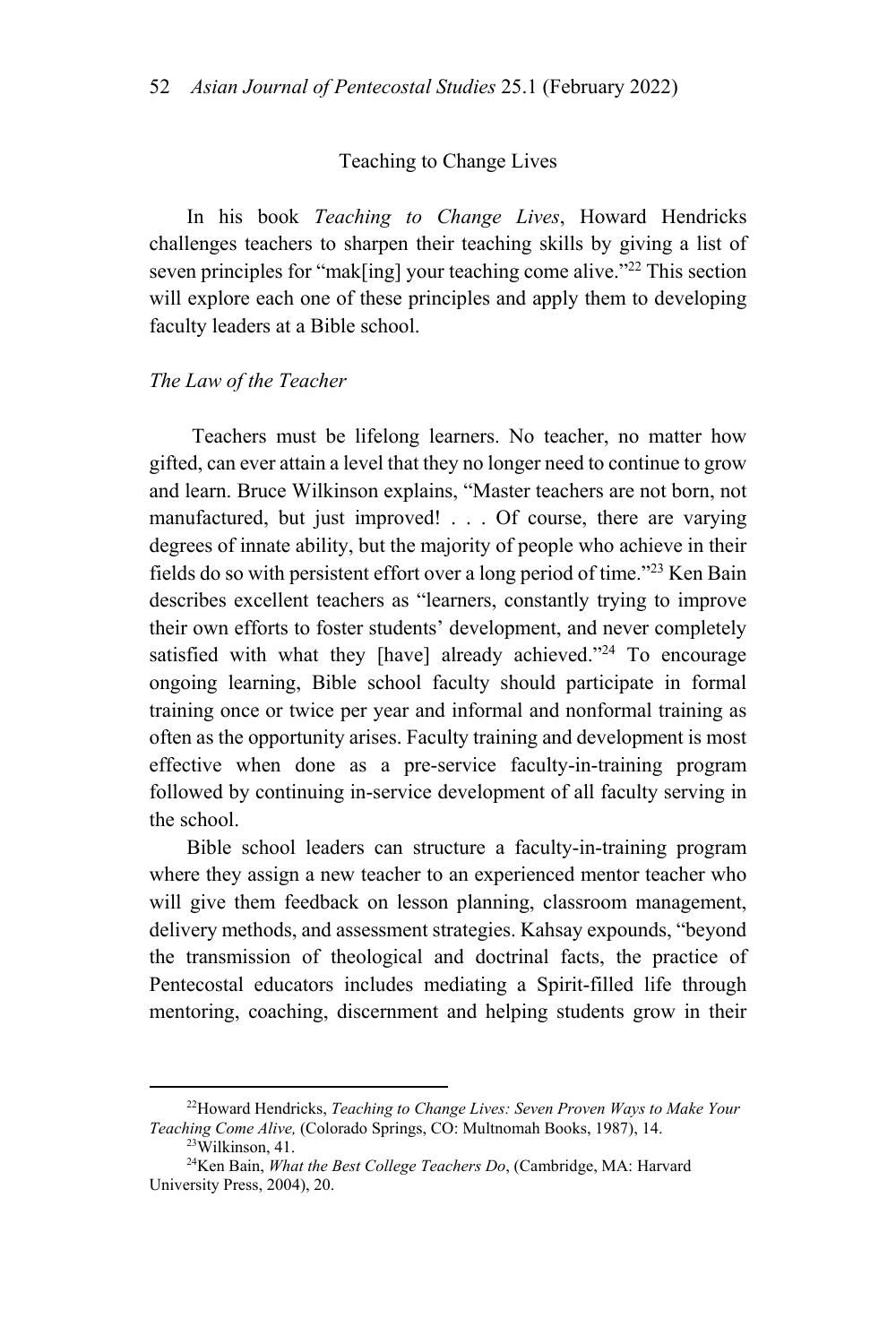## Teaching to Change Lives

In his book *Teaching to Change Lives*, Howard Hendricks challenges teachers to sharpen their teaching skills by giving a list of seven principles for "mak[ing] your teaching come alive."[22] This section will explore each one of these principles and apply them to developing faculty leaders at a Bible school.

### *The Law of the Teacher*

Teachers must be lifelong learners. No teacher, no matter how gifted, can ever attain a level that they no longer need to continue to grow and learn. Bruce Wilkinson explains, "Master teachers are not born, not manufactured, but just improved! . . . Of course, there are varying degrees of innate ability, but the majority of people who achieve in their fields do so with persistent effort over a long period of time."[23] Ken Bain describes excellent teachers as "learners, constantly trying to improve their own efforts to foster students' development, and never completely satisfied with what they [have] already achieved."[24] To encourage ongoing learning, Bible school faculty should participate in formal training once or twice per year and informal and nonformal training as often as the opportunity arises. Faculty training and development is most effective when done as a pre-service faculty-in-training program followed by continuing in-service development of all faculty serving in the school.

Bible school leaders can structure a faculty-in-training program where they assign a new teacher to an experienced mentor teacher who will give them feedback on lesson planning, classroom management, delivery methods, and assessment strategies. Kahsay expounds, "beyond the transmission of theological and doctrinal facts, the practice of Pentecostal educators includes mediating a Spirit-filled life through mentoring, coaching, discernment and helping students grow in their

---

[22] Howard Hendricks, *Teaching to Change Lives: Seven Proven Ways to Make Your Teaching Come Alive,* (Colorado Springs, CO: Multnomah Books, 1987), 14.

[23] Wilkinson, 41.

[24] Ken Bain, *What the Best College Teachers Do*, (Cambridge, MA: Harvard University Press, 2004), 20.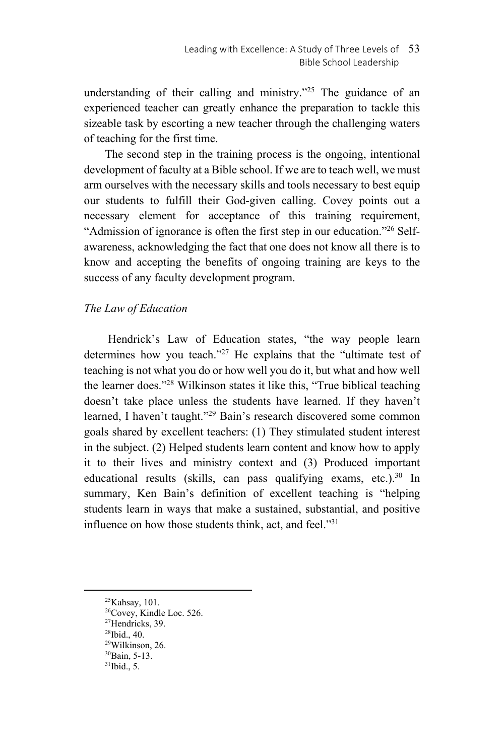understanding of their calling and ministry."[25] The guidance of an experienced teacher can greatly enhance the preparation to tackle this sizeable task by escorting a new teacher through the challenging waters of teaching for the first time.

The second step in the training process is the ongoing, intentional development of faculty at a Bible school. If we are to teach well, we must arm ourselves with the necessary skills and tools necessary to best equip our students to fulfill their God-given calling. Covey points out a necessary element for acceptance of this training requirement, "Admission of ignorance is often the first step in our education."[26] Self-awareness, acknowledging the fact that one does not know all there is to know and accepting the benefits of ongoing training are keys to the success of any faculty development program.

### *The Law of Education*

Hendrick's Law of Education states, "the way people learn determines how you teach."[27] He explains that the "ultimate test of teaching is not what you do or how well you do it, but what and how well the learner does."[28] Wilkinson states it like this, "True biblical teaching doesn't take place unless the students have learned. If they haven't learned, I haven't taught."[29] Bain's research discovered some common goals shared by excellent teachers: (1) They stimulated student interest in the subject. (2) Helped students learn content and know how to apply it to their lives and ministry context and (3) Produced important educational results (skills, can pass qualifying exams, etc.).[30] In summary, Ken Bain's definition of excellent teaching is "helping students learn in ways that make a sustained, substantial, and positive influence on how those students think, act, and feel."[31]

---

[25]Kahsay, 101.
[26]Covey, Kindle Loc. 526.
[27]Hendricks, 39.
[28]Ibid., 40.
[29]Wilkinson, 26.
[30]Bain, 5-13.
[31]Ibid., 5.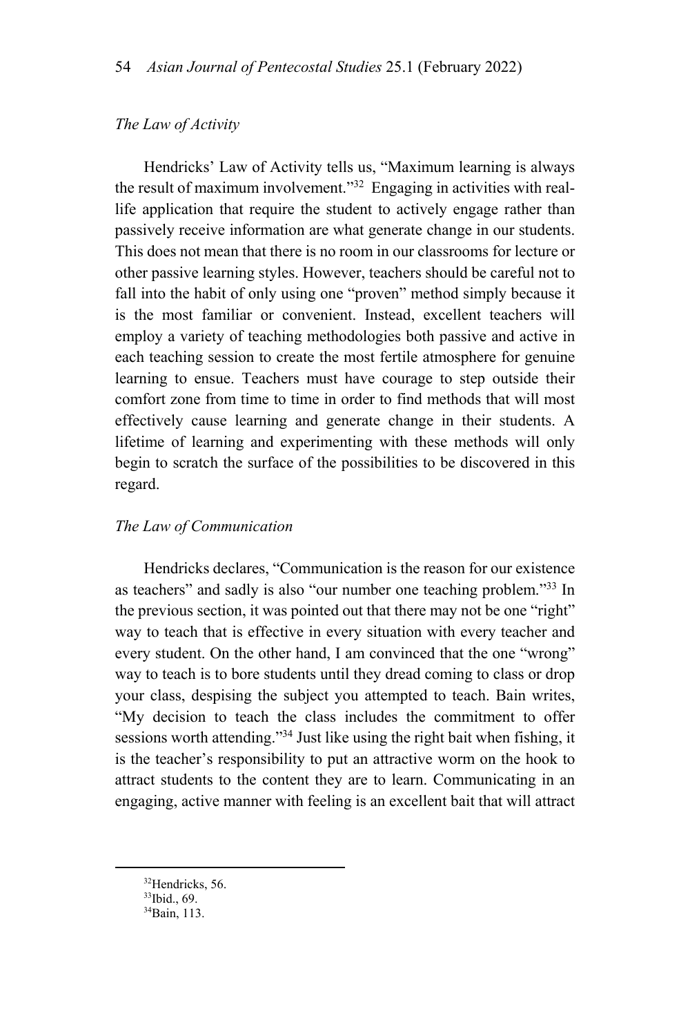*The Law of Activity*

Hendricks' Law of Activity tells us, "Maximum learning is always the result of maximum involvement."[32] Engaging in activities with real-life application that require the student to actively engage rather than passively receive information are what generate change in our students. This does not mean that there is no room in our classrooms for lecture or other passive learning styles. However, teachers should be careful not to fall into the habit of only using one "proven" method simply because it is the most familiar or convenient. Instead, excellent teachers will employ a variety of teaching methodologies both passive and active in each teaching session to create the most fertile atmosphere for genuine learning to ensue. Teachers must have courage to step outside their comfort zone from time to time in order to find methods that will most effectively cause learning and generate change in their students. A lifetime of learning and experimenting with these methods will only begin to scratch the surface of the possibilities to be discovered in this regard.

*The Law of Communication*

Hendricks declares, "Communication is the reason for our existence as teachers" and sadly is also "our number one teaching problem."[33] In the previous section, it was pointed out that there may not be one "right" way to teach that is effective in every situation with every teacher and every student. On the other hand, I am convinced that the one "wrong" way to teach is to bore students until they dread coming to class or drop your class, despising the subject you attempted to teach. Bain writes, "My decision to teach the class includes the commitment to offer sessions worth attending."[34] Just like using the right bait when fishing, it is the teacher's responsibility to put an attractive worm on the hook to attract students to the content they are to learn. Communicating in an engaging, active manner with feeling is an excellent bait that will attract

[32]Hendricks, 56.

[33]Ibid., 69.

[34]Bain, 113.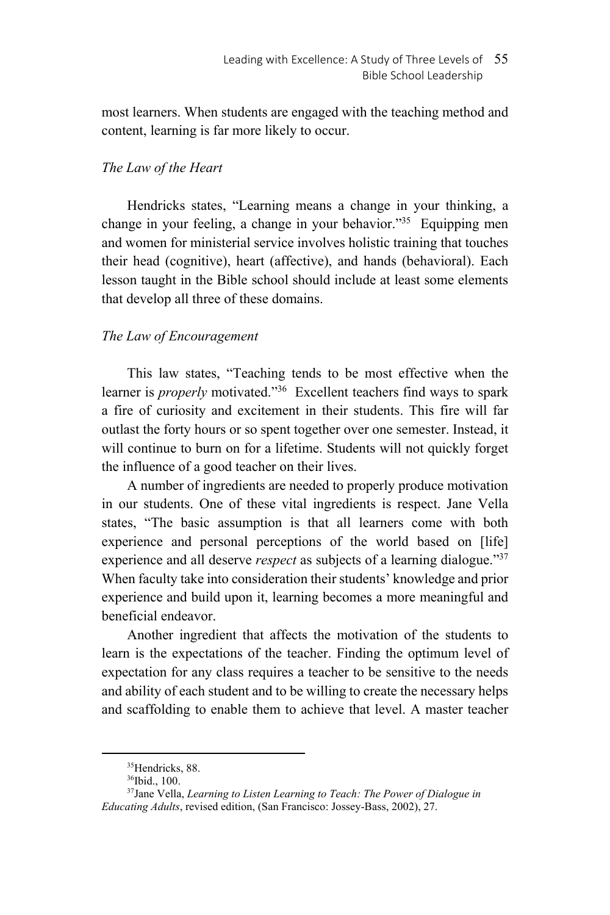most learners. When students are engaged with the teaching method and content, learning is far more likely to occur.

### *The Law of the Heart*

Hendricks states, "Learning means a change in your thinking, a change in your feeling, a change in your behavior."[35] Equipping men and women for ministerial service involves holistic training that touches their head (cognitive), heart (affective), and hands (behavioral). Each lesson taught in the Bible school should include at least some elements that develop all three of these domains.

### *The Law of Encouragement*

This law states, "Teaching tends to be most effective when the learner is *properly* motivated."[36] Excellent teachers find ways to spark a fire of curiosity and excitement in their students. This fire will far outlast the forty hours or so spent together over one semester. Instead, it will continue to burn on for a lifetime. Students will not quickly forget the influence of a good teacher on their lives.

A number of ingredients are needed to properly produce motivation in our students. One of these vital ingredients is respect. Jane Vella states, "The basic assumption is that all learners come with both experience and personal perceptions of the world based on [life] experience and all deserve *respect* as subjects of a learning dialogue."[37] When faculty take into consideration their students' knowledge and prior experience and build upon it, learning becomes a more meaningful and beneficial endeavor.

Another ingredient that affects the motivation of the students to learn is the expectations of the teacher. Finding the optimum level of expectation for any class requires a teacher to be sensitive to the needs and ability of each student and to be willing to create the necessary helps and scaffolding to enable them to achieve that level. A master teacher

---

[35] Hendricks, 88.

[36] Ibid., 100.

[37] Jane Vella, *Learning to Listen Learning to Teach: The Power of Dialogue in Educating Adults*, revised edition, (San Francisco: Jossey-Bass, 2002), 27.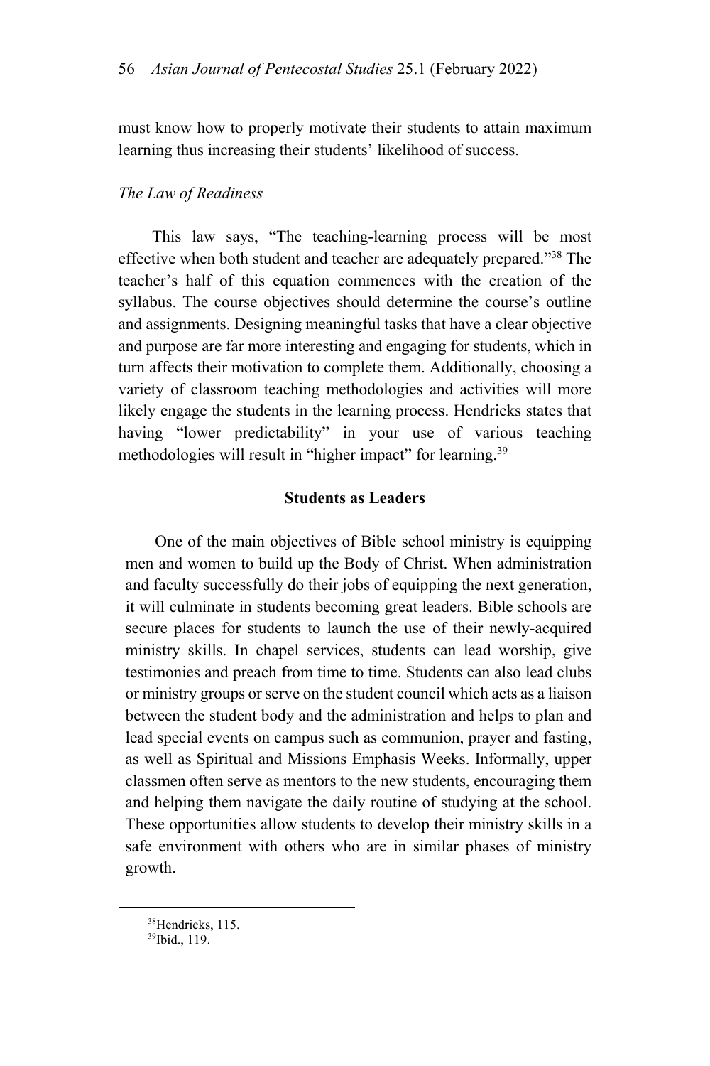must know how to properly motivate their students to attain maximum learning thus increasing their students' likelihood of success.

*The Law of Readiness*

This law says, "The teaching-learning process will be most effective when both student and teacher are adequately prepared."[38] The teacher's half of this equation commences with the creation of the syllabus. The course objectives should determine the course's outline and assignments. Designing meaningful tasks that have a clear objective and purpose are far more interesting and engaging for students, which in turn affects their motivation to complete them. Additionally, choosing a variety of classroom teaching methodologies and activities will more likely engage the students in the learning process. Hendricks states that having "lower predictability" in your use of various teaching methodologies will result in "higher impact" for learning.[39]

## Students as Leaders

One of the main objectives of Bible school ministry is equipping men and women to build up the Body of Christ. When administration and faculty successfully do their jobs of equipping the next generation, it will culminate in students becoming great leaders. Bible schools are secure places for students to launch the use of their newly-acquired ministry skills. In chapel services, students can lead worship, give testimonies and preach from time to time. Students can also lead clubs or ministry groups or serve on the student council which acts as a liaison between the student body and the administration and helps to plan and lead special events on campus such as communion, prayer and fasting, as well as Spiritual and Missions Emphasis Weeks. Informally, upper classmen often serve as mentors to the new students, encouraging them and helping them navigate the daily routine of studying at the school. These opportunities allow students to develop their ministry skills in a safe environment with others who are in similar phases of ministry growth.

[38]Hendricks, 115.

[39]Ibid., 119.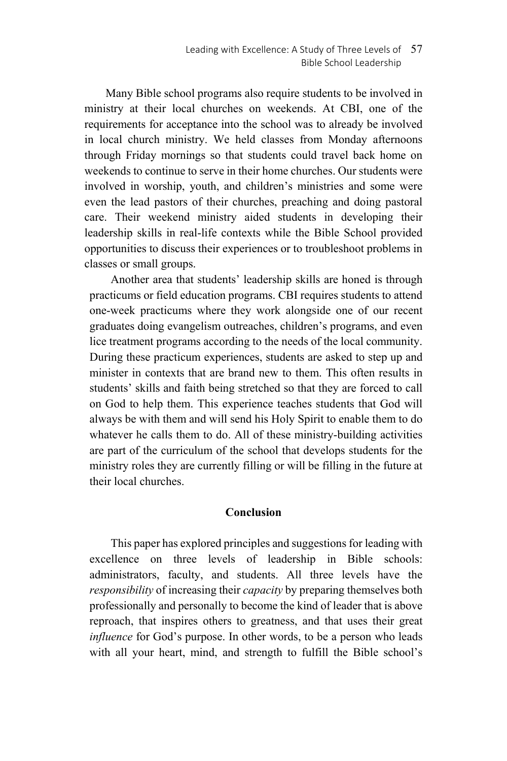Many Bible school programs also require students to be involved in ministry at their local churches on weekends. At CBI, one of the requirements for acceptance into the school was to already be involved in local church ministry. We held classes from Monday afternoons through Friday mornings so that students could travel back home on weekends to continue to serve in their home churches. Our students were involved in worship, youth, and children's ministries and some were even the lead pastors of their churches, preaching and doing pastoral care. Their weekend ministry aided students in developing their leadership skills in real-life contexts while the Bible School provided opportunities to discuss their experiences or to troubleshoot problems in classes or small groups.

Another area that students' leadership skills are honed is through practicums or field education programs. CBI requires students to attend one-week practicums where they work alongside one of our recent graduates doing evangelism outreaches, children's programs, and even lice treatment programs according to the needs of the local community. During these practicum experiences, students are asked to step up and minister in contexts that are brand new to them. This often results in students' skills and faith being stretched so that they are forced to call on God to help them. This experience teaches students that God will always be with them and will send his Holy Spirit to enable them to do whatever he calls them to do. All of these ministry-building activities are part of the curriculum of the school that develops students for the ministry roles they are currently filling or will be filling in the future at their local churches.

## Conclusion

This paper has explored principles and suggestions for leading with excellence on three levels of leadership in Bible schools: administrators, faculty, and students. All three levels have the *responsibility* of increasing their *capacity* by preparing themselves both professionally and personally to become the kind of leader that is above reproach, that inspires others to greatness, and that uses their great *influence* for God's purpose. In other words, to be a person who leads with all your heart, mind, and strength to fulfill the Bible school's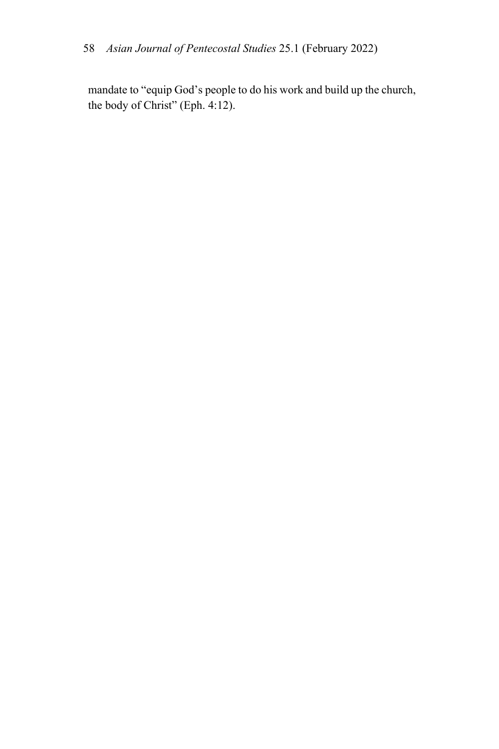mandate to "equip God's people to do his work and build up the church, the body of Christ" (Eph. 4:12).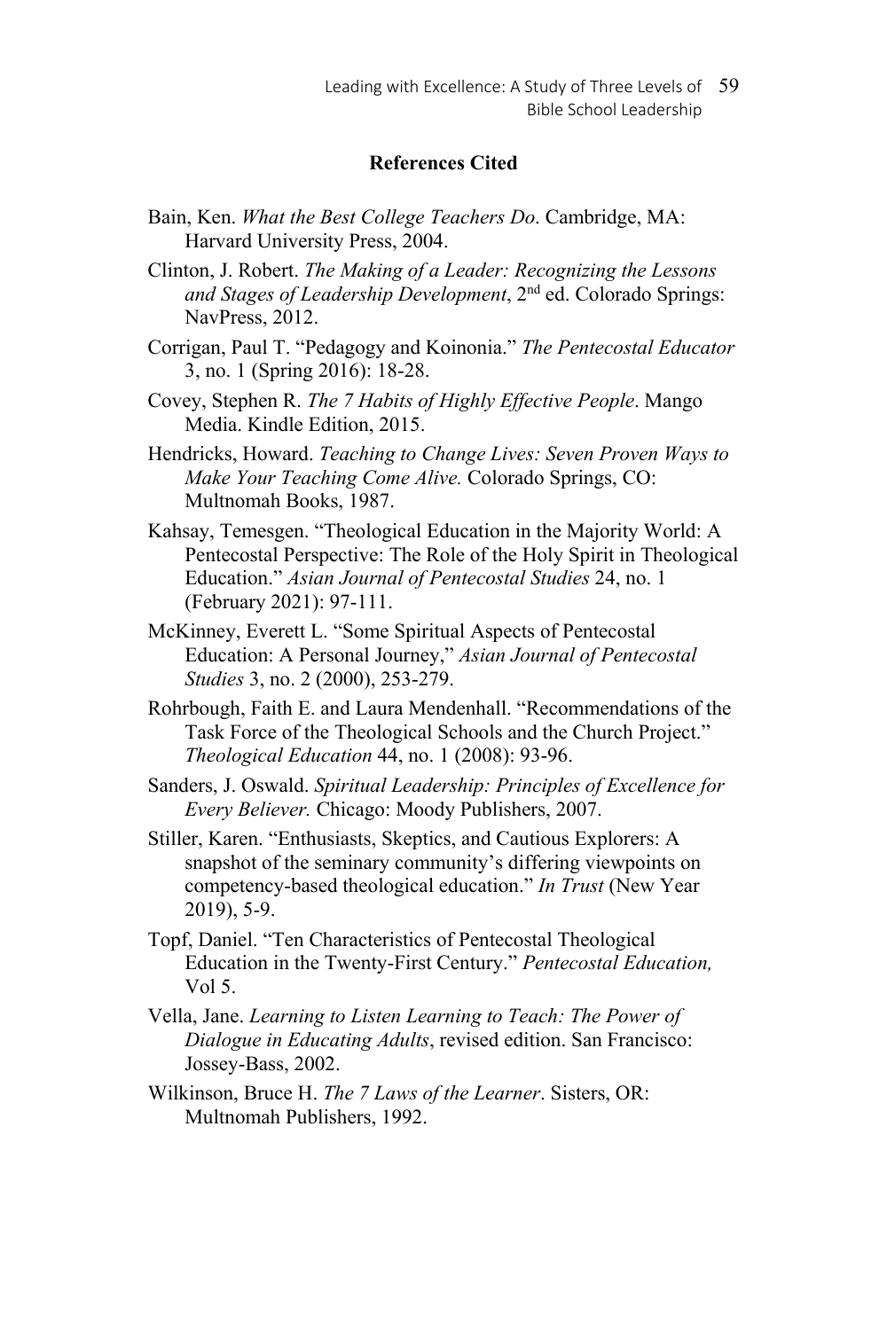**References Cited**

Bain, Ken. *What the Best College Teachers Do*. Cambridge, MA: Harvard University Press, 2004.

Clinton, J. Robert. *The Making of a Leader: Recognizing the Lessons and Stages of Leadership Development*, 2nd ed. Colorado Springs: NavPress, 2012.

Corrigan, Paul T. "Pedagogy and Koinonia." *The Pentecostal Educator* 3, no. 1 (Spring 2016): 18-28.

Covey, Stephen R. *The 7 Habits of Highly Effective People*. Mango Media. Kindle Edition, 2015.

Hendricks, Howard. *Teaching to Change Lives: Seven Proven Ways to Make Your Teaching Come Alive.* Colorado Springs, CO: Multnomah Books, 1987.

Kahsay, Temesgen. "Theological Education in the Majority World: A Pentecostal Perspective: The Role of the Holy Spirit in Theological Education." *Asian Journal of Pentecostal Studies* 24, no. 1 (February 2021): 97-111.

McKinney, Everett L. "Some Spiritual Aspects of Pentecostal Education: A Personal Journey," *Asian Journal of Pentecostal Studies* 3, no. 2 (2000), 253-279.

Rohrbough, Faith E. and Laura Mendenhall. "Recommendations of the Task Force of the Theological Schools and the Church Project." *Theological Education* 44, no. 1 (2008): 93-96.

Sanders, J. Oswald. *Spiritual Leadership: Principles of Excellence for Every Believer.* Chicago: Moody Publishers, 2007.

Stiller, Karen. "Enthusiasts, Skeptics, and Cautious Explorers: A snapshot of the seminary community's differing viewpoints on competency-based theological education." *In Trust* (New Year 2019), 5-9.

Topf, Daniel. "Ten Characteristics of Pentecostal Theological Education in the Twenty-First Century." *Pentecostal Education,* Vol 5.

Vella, Jane. *Learning to Listen Learning to Teach: The Power of Dialogue in Educating Adults*, revised edition. San Francisco: Jossey-Bass, 2002.

Wilkinson, Bruce H. *The 7 Laws of the Learner*. Sisters, OR: Multnomah Publishers, 1992.